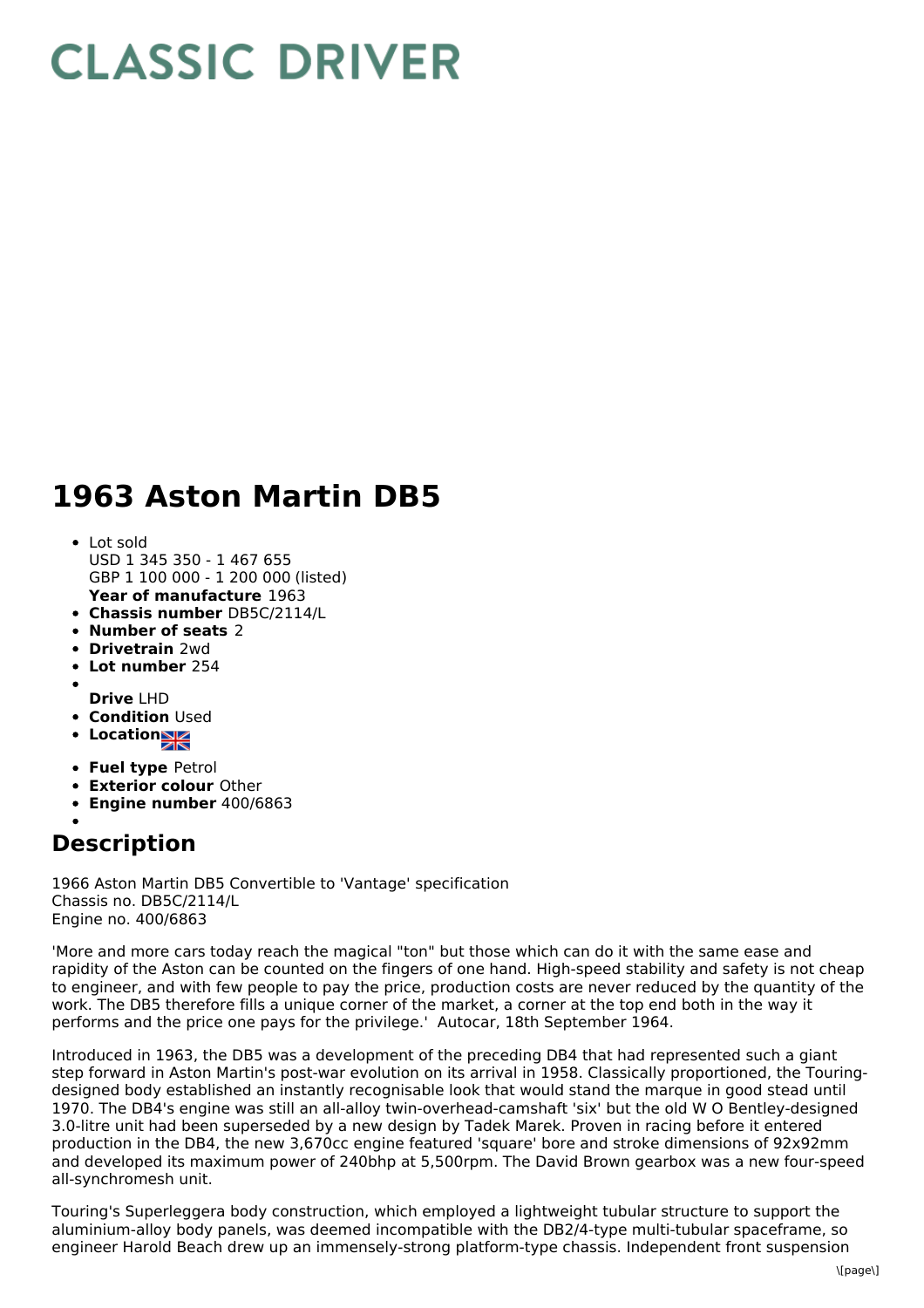# CLASSIC DRIVER

# 1963 Aston Martin DB5

- Lot sold
  USD 1 345 350 - 1 467 655
  GBP 1 100 000 - 1 200 000 (listed)
  **Year of manufacture** 1963
- **Chassis number** DB5C/2114/L
- **Number of seats** 2
- **Drivetrain** 2wd
- **Lot number** 254
- **Drive** LHD
- **Condition** Used
- **Location**
- **Fuel type** Petrol
- **Exterior colour** Other
- **Engine number** 400/6863

## Description

1966 Aston Martin DB5 Convertible to 'Vantage' specification
Chassis no. DB5C/2114/L
Engine no. 400/6863

'More and more cars today reach the magical "ton" but those which can do it with the same ease and rapidity of the Aston can be counted on the fingers of one hand. High-speed stability and safety is not cheap to engineer, and with few people to pay the price, production costs are never reduced by the quantity of the work. The DB5 therefore fills a unique corner of the market, a corner at the top end both in the way it performs and the price one pays for the privilege.' Autocar, 18th September 1964.

Introduced in 1963, the DB5 was a development of the preceding DB4 that had represented such a giant step forward in Aston Martin's post-war evolution on its arrival in 1958. Classically proportioned, the Touring-designed body established an instantly recognisable look that would stand the marque in good stead until 1970. The DB4's engine was still an all-alloy twin-overhead-camshaft 'six' but the old W O Bentley-designed 3.0-litre unit had been superseded by a new design by Tadek Marek. Proven in racing before it entered production in the DB4, the new 3,670cc engine featured 'square' bore and stroke dimensions of 92x92mm and developed its maximum power of 240bhp at 5,500rpm. The David Brown gearbox was a new four-speed all-synchromesh unit.

Touring's Superleggera body construction, which employed a lightweight tubular structure to support the aluminium-alloy body panels, was deemed incompatible with the DB2/4-type multi-tubular spaceframe, so engineer Harold Beach drew up an immensely-strong platform-type chassis. Independent front suspension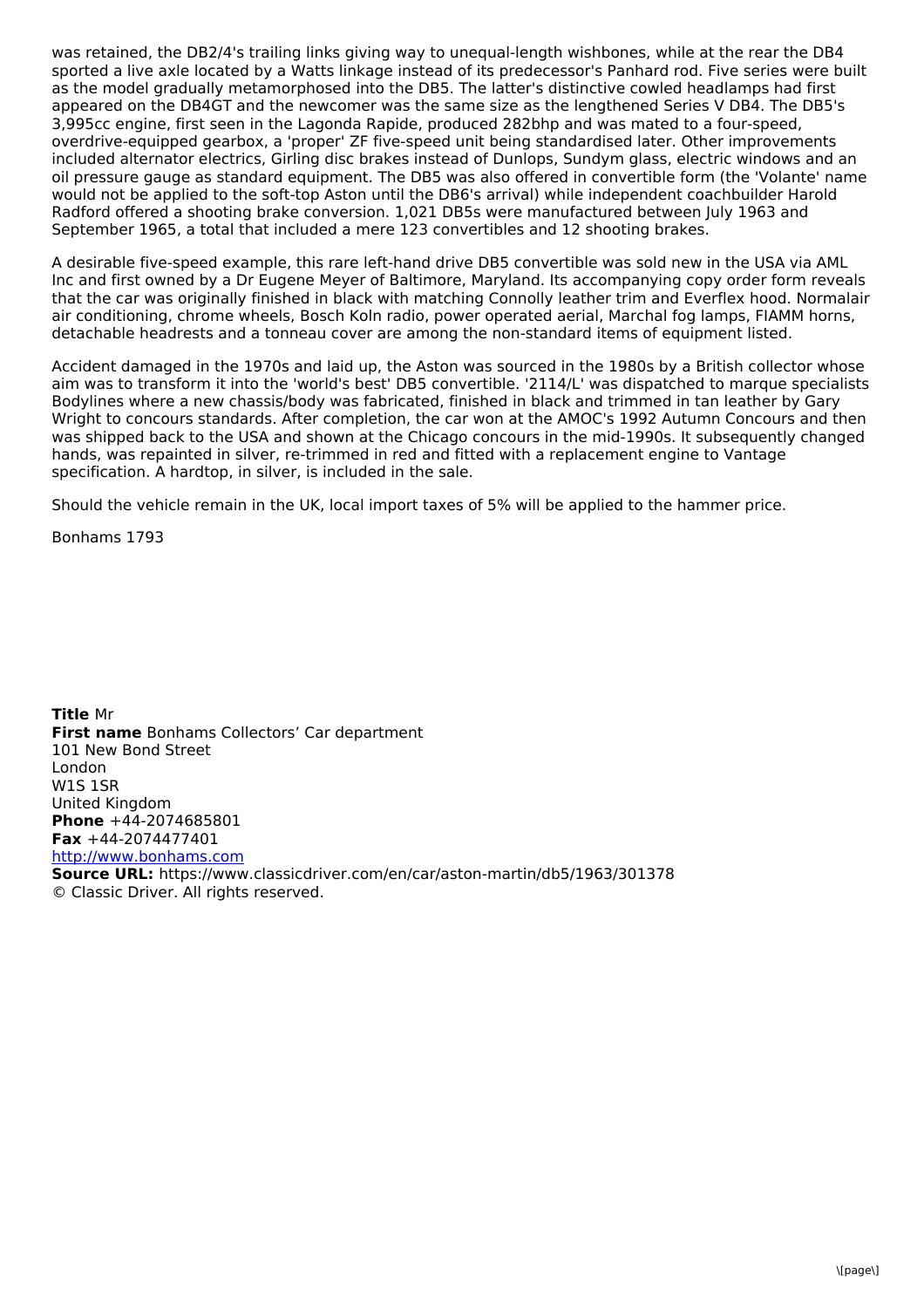was retained, the DB2/4's trailing links giving way to unequal-length wishbones, while at the rear the DB4 sported a live axle located by a Watts linkage instead of its predecessor's Panhard rod. Five series were built as the model gradually metamorphosed into the DB5. The latter's distinctive cowled headlamps had first appeared on the DB4GT and the newcomer was the same size as the lengthened Series V DB4. The DB5's 3,995cc engine, first seen in the Lagonda Rapide, produced 282bhp and was mated to a four-speed, overdrive-equipped gearbox, a 'proper' ZF five-speed unit being standardised later. Other improvements included alternator electrics, Girling disc brakes instead of Dunlops, Sundym glass, electric windows and an oil pressure gauge as standard equipment. The DB5 was also offered in convertible form (the 'Volante' name would not be applied to the soft-top Aston until the DB6's arrival) while independent coachbuilder Harold Radford offered a shooting brake conversion. 1,021 DB5s were manufactured between July 1963 and September 1965, a total that included a mere 123 convertibles and 12 shooting brakes.

A desirable five-speed example, this rare left-hand drive DB5 convertible was sold new in the USA via AML Inc and first owned by a Dr Eugene Meyer of Baltimore, Maryland. Its accompanying copy order form reveals that the car was originally finished in black with matching Connolly leather trim and Everflex hood. Normalair air conditioning, chrome wheels, Bosch Koln radio, power operated aerial, Marchal fog lamps, FIAMM horns, detachable headrests and a tonneau cover are among the non-standard items of equipment listed.

Accident damaged in the 1970s and laid up, the Aston was sourced in the 1980s by a British collector whose aim was to transform it into the 'world's best' DB5 convertible. '2114/L' was dispatched to marque specialists Bodylines where a new chassis/body was fabricated, finished in black and trimmed in tan leather by Gary Wright to concours standards. After completion, the car won at the AMOC's 1992 Autumn Concours and then was shipped back to the USA and shown at the Chicago concours in the mid-1990s. It subsequently changed hands, was repainted in silver, re-trimmed in red and fitted with a replacement engine to Vantage specification. A hardtop, in silver, is included in the sale.

Should the vehicle remain in the UK, local import taxes of 5% will be applied to the hammer price.

Bonhams 1793

**Title** Mr
**First name** Bonhams Collectors' Car department
101 New Bond Street
London
W1S 1SR
United Kingdom
**Phone** +44-2074685801
**Fax** +44-2074477401
[http://www.bonhams.com](http://www.bonhams.com)
**Source URL:** https://www.classicdriver.com/en/car/aston-martin/db5/1963/301378
© Classic Driver. All rights reserved.